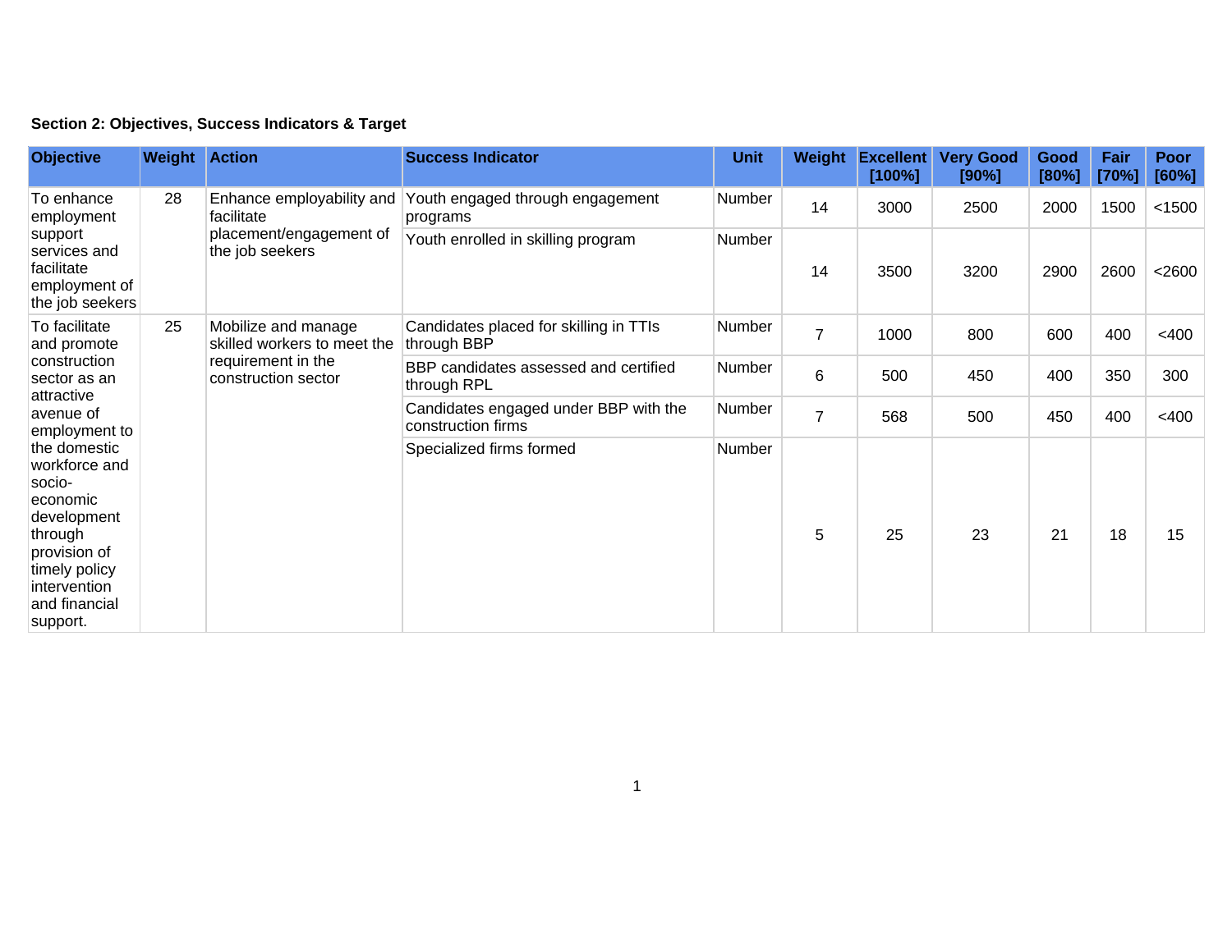**Section 2: Objectives, Success Indicators & Target**

| Objective | Weight | Action | Success Indicator | Unit | Weight | Excellent [100%] | Very Good [90%] | Good [80%] | Fair [70%] | Poor [60%] |
|---|---|---|---|---|---|---|---|---|---|---|
| To enhance employment support services and facilitate employment of the job seekers | 28 | Enhance employability and facilitate placement/engagement of the job seekers | Youth engaged through engagement programs | Number | 14 | 3000 | 2500 | 2000 | 1500 | <1500 |
| | | | Youth enrolled in skilling program | Number | 14 | 3500 | 3200 | 2900 | 2600 | <2600 |
| To facilitate and promote construction sector as an attractive avenue of employment to the domestic workforce and socio-economic development through provision of timely policy intervention and financial support. | 25 | Mobilize and manage skilled workers to meet the requirement in the construction sector | Candidates placed for skilling in TTIs through BBP | Number | 7 | 1000 | 800 | 600 | 400 | <400 |
| | | | BBP candidates assessed and certified through RPL | Number | 6 | 500 | 450 | 400 | 350 | 300 |
| | | | Candidates engaged under BBP with the construction firms | Number | 7 | 568 | 500 | 450 | 400 | <400 |
| | | | Specialized firms formed | Number | 5 | 25 | 23 | 21 | 18 | 15 |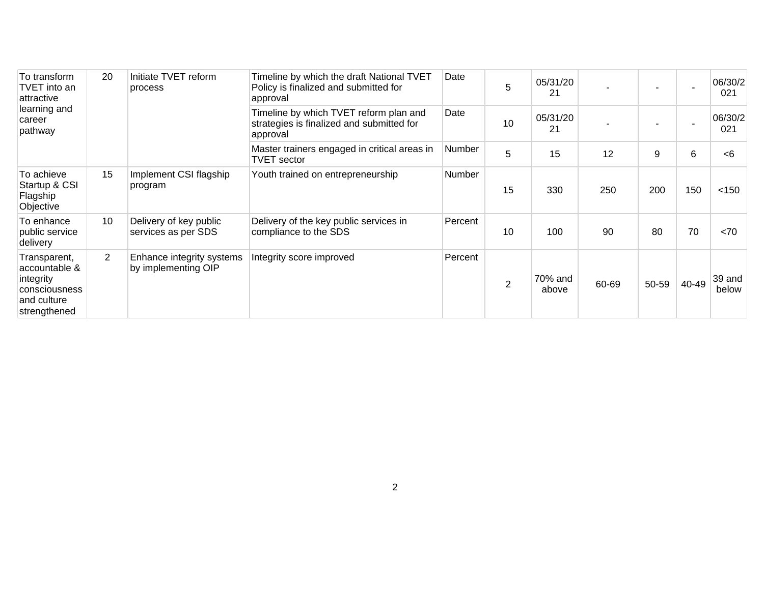| | | | | | | | | | | |
|---|---|---|---|---|---|---|---|---|---|---|
| To transform TVET into an attractive learning and career pathway | 20 | Initiate TVET reform process | Timeline by which the draft National TVET Policy is finalized and submitted for approval | Date | 5 | 05/31/2021 | - | - | - | 06/30/2021 |
| | | | Timeline by which TVET reform plan and strategies is finalized and submitted for approval | Date | 10 | 05/31/2021 | - | - | - | 06/30/2021 |
| | | | Master trainers engaged in critical areas in TVET sector | Number | 5 | 15 | 12 | 9 | 6 | <6 |
| To achieve Startup & CSI Flagship Objective | 15 | Implement CSI flagship program | Youth trained on entrepreneurship | Number | 15 | 330 | 250 | 200 | 150 | <150 |
| To enhance public service delivery | 10 | Delivery of key public services as per SDS | Delivery of the key public services in compliance to the SDS | Percent | 10 | 100 | 90 | 80 | 70 | <70 |
| Transparent, accountable & integrity consciousness and culture strengthened | 2 | Enhance integrity systems by implementing OIP | Integrity score improved | Percent | 2 | 70% and above | 60-69 | 50-59 | 40-49 | 39 and below |